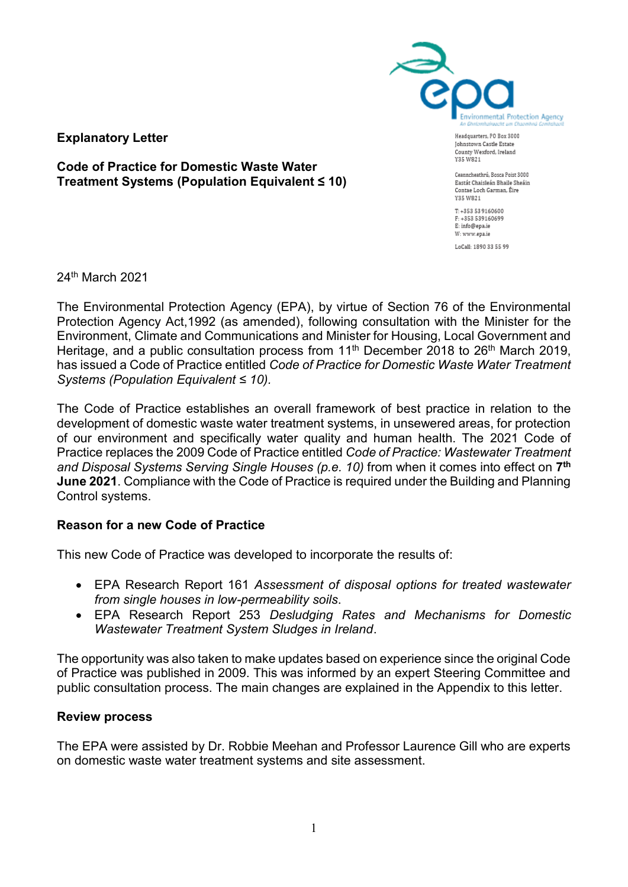Headquarters, PO Box 3000
Johnstown Castle Estate
County Wexford, Ireland
Y35 W821

Ceanncheathrú, Bosca Poist 3000
Eastát Chaisleán Bhaile Sheáin
Contae Loch Garman, Éire
Y35 W821

T: +353 53 9160600
F: +353 539160699
E: info@epa.ie
W: www.epa.ie

LoCall: 1890 33 55 99

**Explanatory Letter**

**Code of Practice for Domestic Waste Water Treatment Systems (Population Equivalent ≤ 10)**

24th March 2021

The Environmental Protection Agency (EPA), by virtue of Section 76 of the Environmental Protection Agency Act,1992 (as amended), following consultation with the Minister for the Environment, Climate and Communications and Minister for Housing, Local Government and Heritage, and a public consultation process from 11th December 2018 to 26th March 2019, has issued a Code of Practice entitled *Code of Practice for Domestic Waste Water Treatment Systems (Population Equivalent ≤ 10).*

The Code of Practice establishes an overall framework of best practice in relation to the development of domestic waste water treatment systems, in unsewered areas, for protection of our environment and specifically water quality and human health. The 2021 Code of Practice replaces the 2009 Code of Practice entitled *Code of Practice: Wastewater Treatment and Disposal Systems Serving Single Houses (p.e. 10)* from when it comes into effect on **7th June 2021**. Compliance with the Code of Practice is required under the Building and Planning Control systems.

**Reason for a new Code of Practice**

This new Code of Practice was developed to incorporate the results of:

- EPA Research Report 161 *Assessment of disposal options for treated wastewater from single houses in low-permeability soils*.
- EPA Research Report 253 *Desludging Rates and Mechanisms for Domestic Wastewater Treatment System Sludges in Ireland*.

The opportunity was also taken to make updates based on experience since the original Code of Practice was published in 2009. This was informed by an expert Steering Committee and public consultation process. The main changes are explained in the Appendix to this letter.

**Review process**

The EPA were assisted by Dr. Robbie Meehan and Professor Laurence Gill who are experts on domestic waste water treatment systems and site assessment.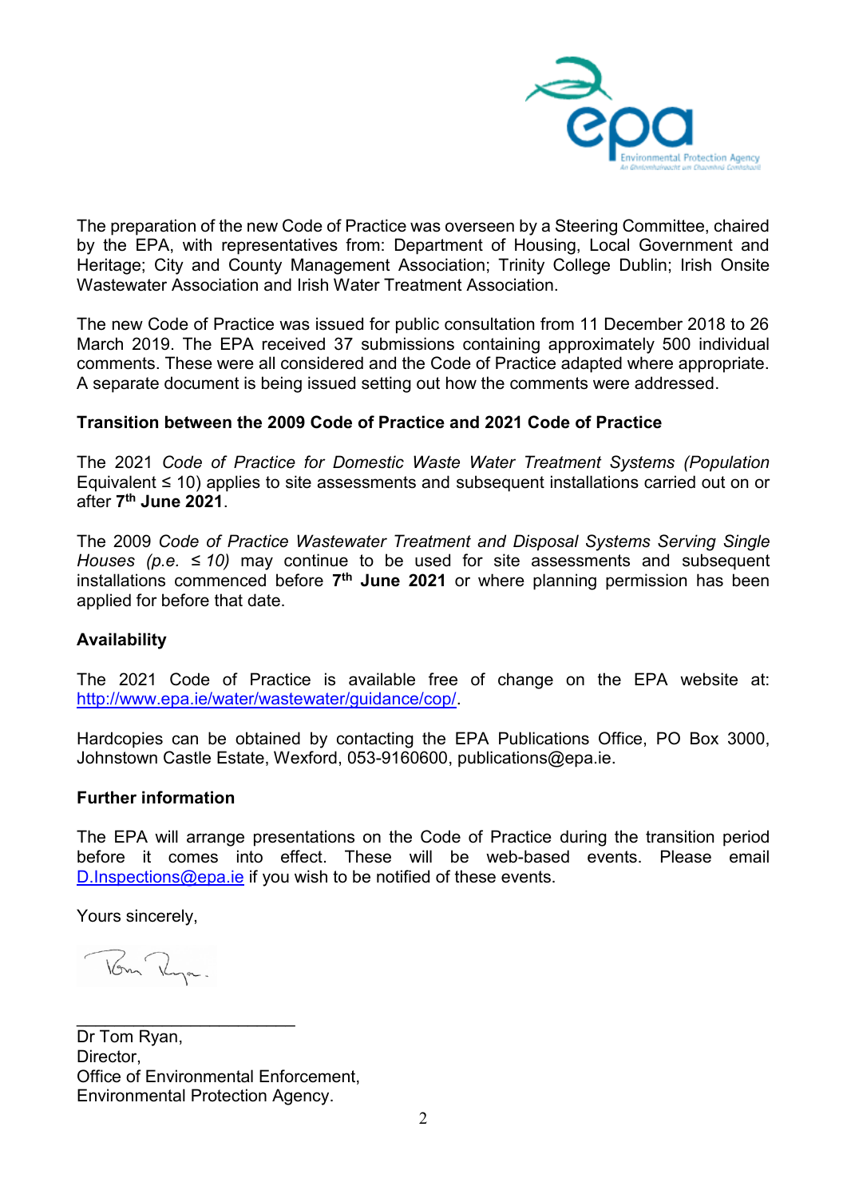The preparation of the new Code of Practice was overseen by a Steering Committee, chaired by the EPA, with representatives from: Department of Housing, Local Government and Heritage; City and County Management Association; Trinity College Dublin; Irish Onsite Wastewater Association and Irish Water Treatment Association.

The new Code of Practice was issued for public consultation from 11 December 2018 to 26 March 2019. The EPA received 37 submissions containing approximately 500 individual comments. These were all considered and the Code of Practice adapted where appropriate. A separate document is being issued setting out how the comments were addressed.

**Transition between the 2009 Code of Practice and 2021 Code of Practice**

The 2021 *Code of Practice for Domestic Waste Water Treatment Systems (Population* Equivalent ≤ 10) applies to site assessments and subsequent installations carried out on or after **7th June 2021**.

The 2009 *Code of Practice Wastewater Treatment and Disposal Systems Serving Single Houses (p.e. ≤ 10)* may continue to be used for site assessments and subsequent installations commenced before **7th June 2021** or where planning permission has been applied for before that date.

**Availability**

The 2021 Code of Practice is available free of change on the EPA website at: http://www.epa.ie/water/wastewater/guidance/cop/.

Hardcopies can be obtained by contacting the EPA Publications Office, PO Box 3000, Johnstown Castle Estate, Wexford, 053-9160600, publications@epa.ie.

**Further information**

The EPA will arrange presentations on the Code of Practice during the transition period before it comes into effect. These will be web-based events. Please email D.Inspections@epa.ie if you wish to be notified of these events.

Yours sincerely,

\_\_\_\_\_\_\_\_\_\_\_\_\_\_\_\_\_\_\_\_\_\_\_

Dr Tom Ryan,
Director,
Office of Environmental Enforcement,
Environmental Protection Agency.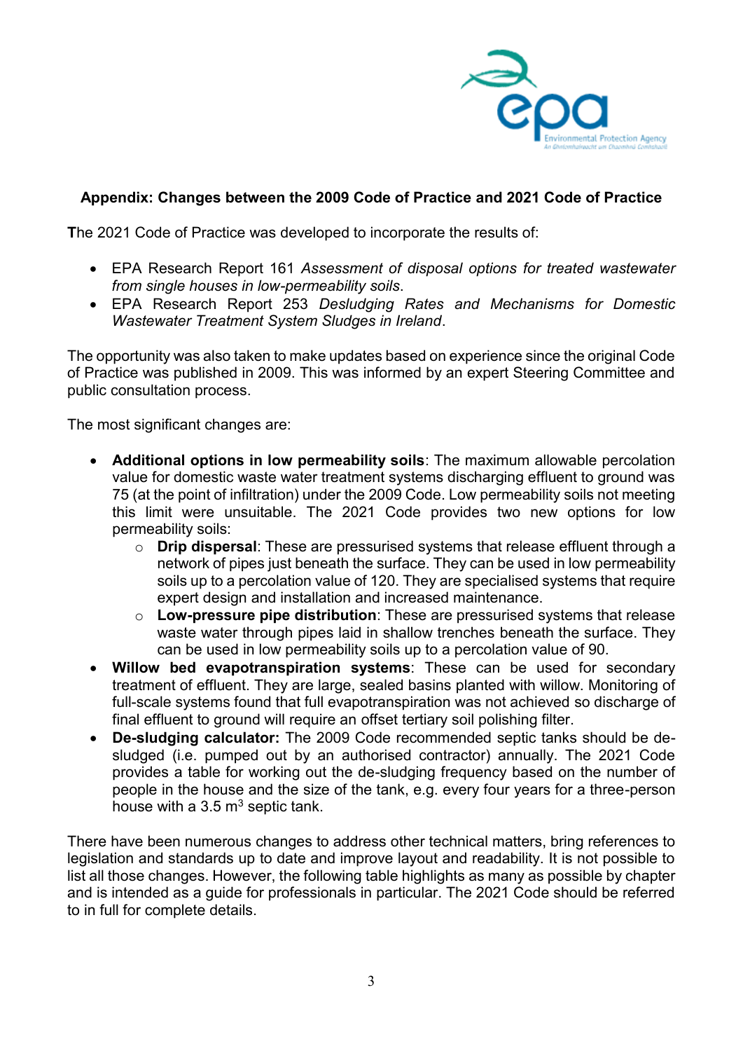## Appendix: Changes between the 2009 Code of Practice and 2021 Code of Practice

The 2021 Code of Practice was developed to incorporate the results of:

- EPA Research Report 161 *Assessment of disposal options for treated wastewater from single houses in low-permeability soils*.
- EPA Research Report 253 *Desludging Rates and Mechanisms for Domestic Wastewater Treatment System Sludges in Ireland*.

The opportunity was also taken to make updates based on experience since the original Code of Practice was published in 2009. This was informed by an expert Steering Committee and public consultation process.

The most significant changes are:

- **Additional options in low permeability soils**: The maximum allowable percolation value for domestic waste water treatment systems discharging effluent to ground was 75 (at the point of infiltration) under the 2009 Code. Low permeability soils not meeting this limit were unsuitable. The 2021 Code provides two new options for low permeability soils:
  - **Drip dispersal**: These are pressurised systems that release effluent through a network of pipes just beneath the surface. They can be used in low permeability soils up to a percolation value of 120. They are specialised systems that require expert design and installation and increased maintenance.
  - **Low-pressure pipe distribution**: These are pressurised systems that release waste water through pipes laid in shallow trenches beneath the surface. They can be used in low permeability soils up to a percolation value of 90.
- **Willow bed evapotranspiration systems**: These can be used for secondary treatment of effluent. They are large, sealed basins planted with willow. Monitoring of full-scale systems found that full evapotranspiration was not achieved so discharge of final effluent to ground will require an offset tertiary soil polishing filter.
- **De-sludging calculator:** The 2009 Code recommended septic tanks should be de-sludged (i.e. pumped out by an authorised contractor) annually. The 2021 Code provides a table for working out the de-sludging frequency based on the number of people in the house and the size of the tank, e.g. every four years for a three-person house with a 3.5 $m^3$ septic tank.

There have been numerous changes to address other technical matters, bring references to legislation and standards up to date and improve layout and readability. It is not possible to list all those changes. However, the following table highlights as many as possible by chapter and is intended as a guide for professionals in particular. The 2021 Code should be referred to in full for complete details.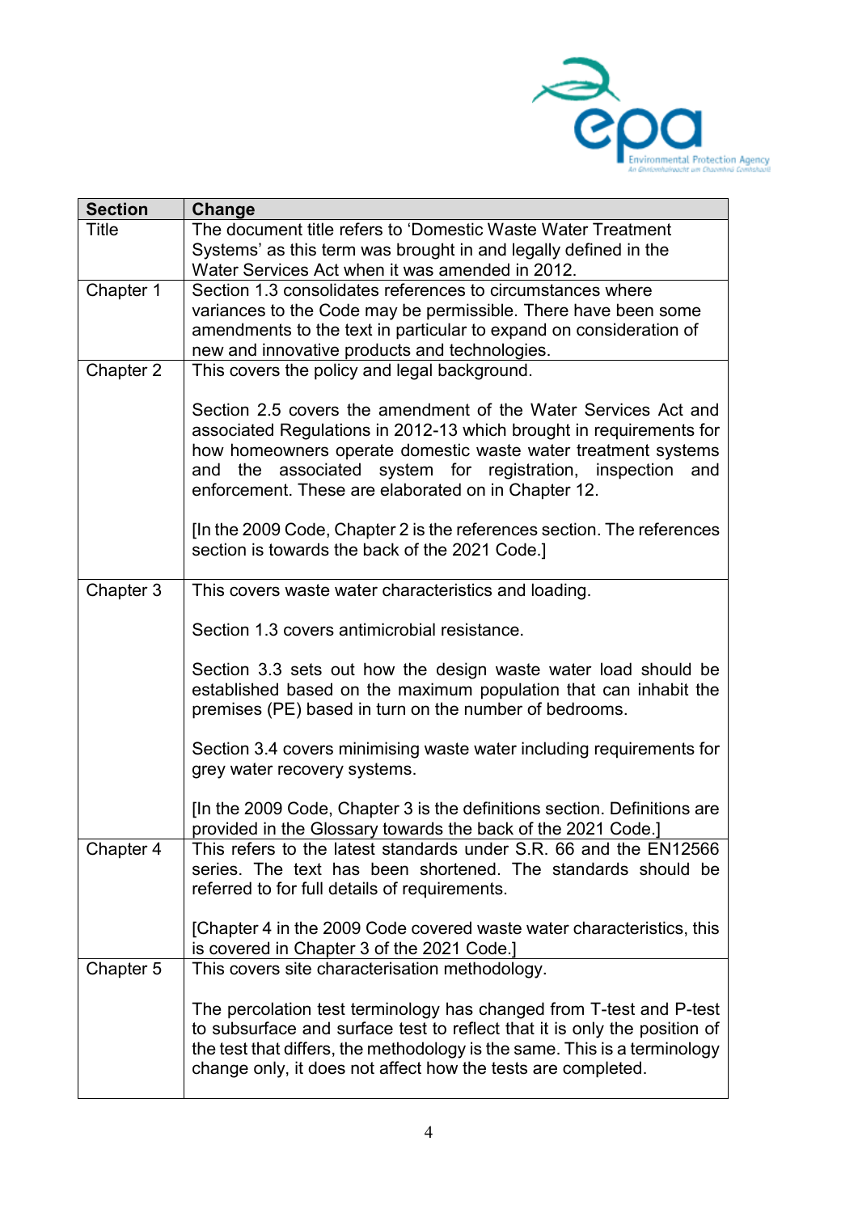| Section | Change |
|---|---|
| Title | The document title refers to 'Domestic Waste Water Treatment Systems' as this term was brought in and legally defined in the Water Services Act when it was amended in 2012. |
| Chapter 1 | Section 1.3 consolidates references to circumstances where variances to the Code may be permissible. There have been some amendments to the text in particular to expand on consideration of new and innovative products and technologies. |
| Chapter 2 | This covers the policy and legal background.<br><br>Section 2.5 covers the amendment of the Water Services Act and associated Regulations in 2012-13 which brought in requirements for how homeowners operate domestic waste water treatment systems and the associated system for registration, inspection and enforcement. These are elaborated on in Chapter 12.<br><br>[In the 2009 Code, Chapter 2 is the references section. The references section is towards the back of the 2021 Code.] |
| Chapter 3 | This covers waste water characteristics and loading.<br><br>Section 1.3 covers antimicrobial resistance.<br><br>Section 3.3 sets out how the design waste water load should be established based on the maximum population that can inhabit the premises (PE) based in turn on the number of bedrooms.<br><br>Section 3.4 covers minimising waste water including requirements for grey water recovery systems.<br><br>[In the 2009 Code, Chapter 3 is the definitions section. Definitions are provided in the Glossary towards the back of the 2021 Code.] |
| Chapter 4 | This refers to the latest standards under S.R. 66 and the EN12566 series. The text has been shortened. The standards should be referred to for full details of requirements.<br><br>[Chapter 4 in the 2009 Code covered waste water characteristics, this is covered in Chapter 3 of the 2021 Code.] |
| Chapter 5 | This covers site characterisation methodology.<br><br>The percolation test terminology has changed from T-test and P-test to subsurface and surface test to reflect that it is only the position of the test that differs, the methodology is the same. This is a terminology change only, it does not affect how the tests are completed. |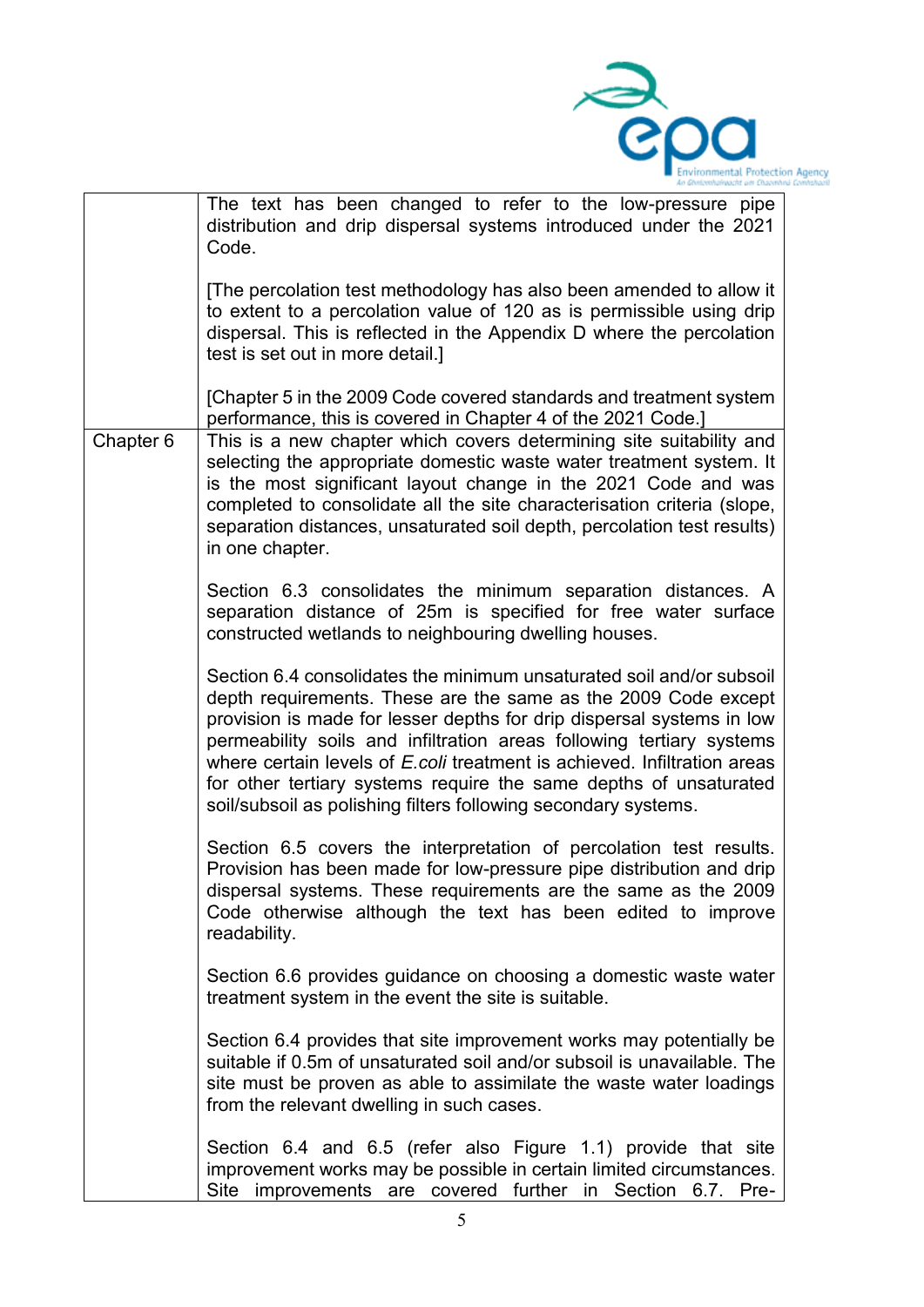| | |
|---|---|
| | The text has been changed to refer to the low-pressure pipe distribution and drip dispersal systems introduced under the 2021 Code.<br><br>[The percolation test methodology has also been amended to allow it to extent to a percolation value of 120 as is permissible using drip dispersal. This is reflected in the Appendix D where the percolation test is set out in more detail.]<br><br>[Chapter 5 in the 2009 Code covered standards and treatment system performance, this is covered in Chapter 4 of the 2021 Code.] |
| Chapter 6 | This is a new chapter which covers determining site suitability and selecting the appropriate domestic waste water treatment system. It is the most significant layout change in the 2021 Code and was completed to consolidate all the site characterisation criteria (slope, separation distances, unsaturated soil depth, percolation test results) in one chapter.<br><br>Section 6.3 consolidates the minimum separation distances. A separation distance of 25m is specified for free water surface constructed wetlands to neighbouring dwelling houses.<br><br>Section 6.4 consolidates the minimum unsaturated soil and/or subsoil depth requirements. These are the same as the 2009 Code except provision is made for lesser depths for drip dispersal systems in low permeability soils and infiltration areas following tertiary systems where certain levels of *E.coli* treatment is achieved. Infiltration areas for other tertiary systems require the same depths of unsaturated soil/subsoil as polishing filters following secondary systems.<br><br>Section 6.5 covers the interpretation of percolation test results. Provision has been made for low-pressure pipe distribution and drip dispersal systems. These requirements are the same as the 2009 Code otherwise although the text has been edited to improve readability.<br><br>Section 6.6 provides guidance on choosing a domestic waste water treatment system in the event the site is suitable.<br><br>Section 6.4 provides that site improvement works may potentially be suitable if 0.5m of unsaturated soil and/or subsoil is unavailable. The site must be proven as able to assimilate the waste water loadings from the relevant dwelling in such cases.<br><br>Section 6.4 and 6.5 (refer also Figure 1.1) provide that site improvement works may be possible in certain limited circumstances. Site improvements are covered further in Section 6.7. Pre- |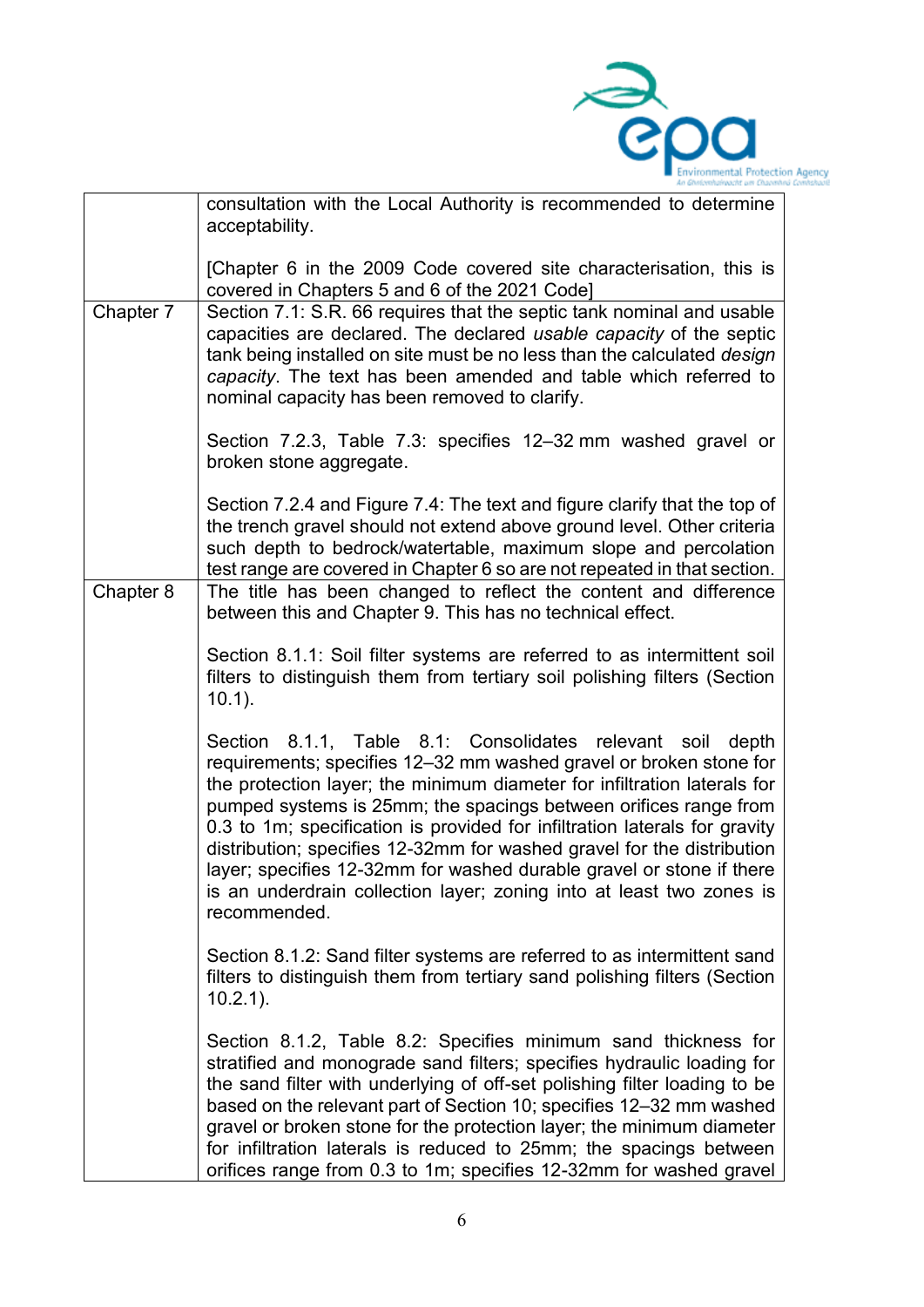| | |
|---|---|
| | consultation with the Local Authority is recommended to determine acceptability.<br><br>[Chapter 6 in the 2009 Code covered site characterisation, this is covered in Chapters 5 and 6 of the 2021 Code] |
| Chapter 7 | Section 7.1: S.R. 66 requires that the septic tank nominal and usable capacities are declared. The declared *usable capacity* of the septic tank being installed on site must be no less than the calculated *design capacity*. The text has been amended and table which referred to nominal capacity has been removed to clarify.<br><br>Section 7.2.3, Table 7.3: specifies 12–32 mm washed gravel or broken stone aggregate.<br><br>Section 7.2.4 and Figure 7.4: The text and figure clarify that the top of the trench gravel should not extend above ground level. Other criteria such depth to bedrock/watertable, maximum slope and percolation test range are covered in Chapter 6 so are not repeated in that section. |
| Chapter 8 | The title has been changed to reflect the content and difference between this and Chapter 9. This has no technical effect.<br><br>Section 8.1.1: Soil filter systems are referred to as intermittent soil filters to distinguish them from tertiary soil polishing filters (Section 10.1).<br><br>Section 8.1.1, Table 8.1: Consolidates relevant soil depth requirements; specifies 12–32 mm washed gravel or broken stone for the protection layer; the minimum diameter for infiltration laterals for pumped systems is 25mm; the spacings between orifices range from 0.3 to 1m; specification is provided for infiltration laterals for gravity distribution; specifies 12-32mm for washed gravel for the distribution layer; specifies 12-32mm for washed durable gravel or stone if there is an underdrain collection layer; zoning into at least two zones is recommended.<br><br>Section 8.1.2: Sand filter systems are referred to as intermittent sand filters to distinguish them from tertiary sand polishing filters (Section 10.2.1).<br><br>Section 8.1.2, Table 8.2: Specifies minimum sand thickness for stratified and monograde sand filters; specifies hydraulic loading for the sand filter with underlying of off-set polishing filter loading to be based on the relevant part of Section 10; specifies 12–32 mm washed gravel or broken stone for the protection layer; the minimum diameter for infiltration laterals is reduced to 25mm; the spacings between orifices range from 0.3 to 1m; specifies 12-32mm for washed gravel |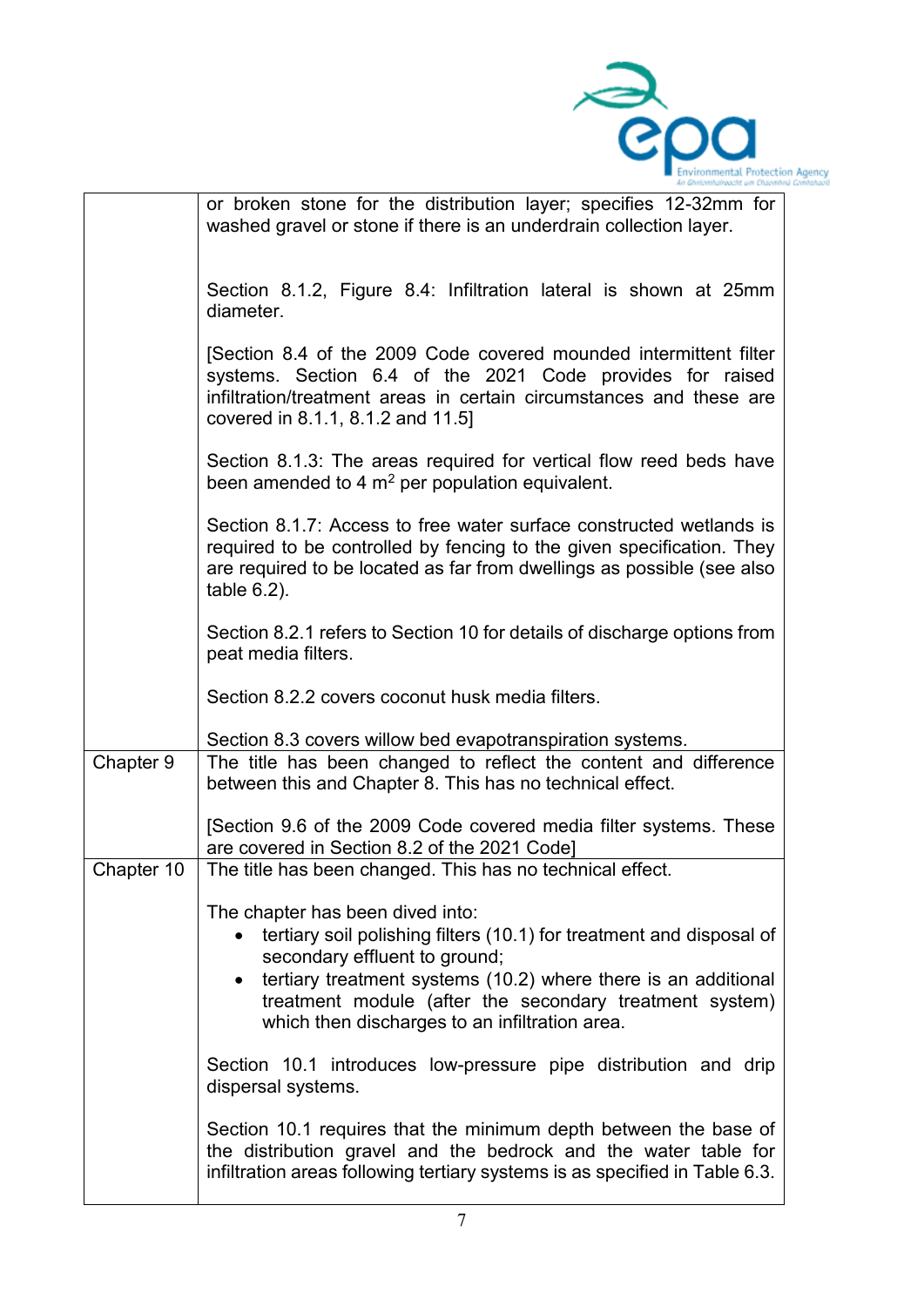| | |
|---|---|
| | or broken stone for the distribution layer; specifies 12-32mm for washed gravel or stone if there is an underdrain collection layer.<br><br>Section 8.1.2, Figure 8.4: Infiltration lateral is shown at 25mm diameter.<br><br>[Section 8.4 of the 2009 Code covered mounded intermittent filter systems. Section 6.4 of the 2021 Code provides for raised infiltration/treatment areas in certain circumstances and these are covered in 8.1.1, 8.1.2 and 11.5]<br><br>Section 8.1.3: The areas required for vertical flow reed beds have been amended to 4 $m^2$ per population equivalent.<br><br>Section 8.1.7: Access to free water surface constructed wetlands is required to be controlled by fencing to the given specification. They are required to be located as far from dwellings as possible (see also table 6.2).<br><br>Section 8.2.1 refers to Section 10 for details of discharge options from peat media filters.<br><br>Section 8.2.2 covers coconut husk media filters.<br><br>Section 8.3 covers willow bed evapotranspiration systems. |
| Chapter 9 | The title has been changed to reflect the content and difference between this and Chapter 8. This has no technical effect.<br><br>[Section 9.6 of the 2009 Code covered media filter systems. These are covered in Section 8.2 of the 2021 Code] |
| Chapter 10 | The title has been changed. This has no technical effect.<br><br>The chapter has been dived into:<br>• tertiary soil polishing filters (10.1) for treatment and disposal of secondary effluent to ground;<br>• tertiary treatment systems (10.2) where there is an additional treatment module (after the secondary treatment system) which then discharges to an infiltration area.<br><br>Section 10.1 introduces low-pressure pipe distribution and drip dispersal systems.<br><br>Section 10.1 requires that the minimum depth between the base of the distribution gravel and the bedrock and the water table for infiltration areas following tertiary systems is as specified in Table 6.3. |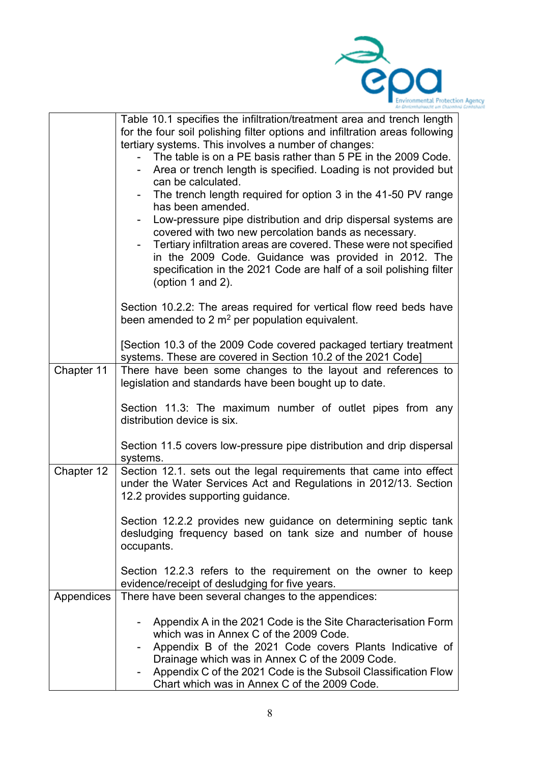| | |
|---|---|
| | Table 10.1 specifies the infiltration/treatment area and trench length for the four soil polishing filter options and infiltration areas following tertiary systems. This involves a number of changes:<br>- The table is on a PE basis rather than 5 PE in the 2009 Code.<br>- Area or trench length is specified. Loading is not provided but can be calculated.<br>- The trench length required for option 3 in the 41-50 PV range has been amended.<br>- Low-pressure pipe distribution and drip dispersal systems are covered with two new percolation bands as necessary.<br>- Tertiary infiltration areas are covered. These were not specified in the 2009 Code. Guidance was provided in 2012. The specification in the 2021 Code are half of a soil polishing filter (option 1 and 2).<br><br>Section 10.2.2: The areas required for vertical flow reed beds have been amended to 2 $m^2$ per population equivalent.<br><br>[Section 10.3 of the 2009 Code covered packaged tertiary treatment systems. These are covered in Section 10.2 of the 2021 Code] |
| Chapter 11 | There have been some changes to the layout and references to legislation and standards have been bought up to date.<br><br>Section 11.3: The maximum number of outlet pipes from any distribution device is six.<br><br>Section 11.5 covers low-pressure pipe distribution and drip dispersal systems. |
| Chapter 12 | Section 12.1. sets out the legal requirements that came into effect under the Water Services Act and Regulations in 2012/13. Section 12.2 provides supporting guidance.<br><br>Section 12.2.2 provides new guidance on determining septic tank desludging frequency based on tank size and number of house occupants.<br><br>Section 12.2.3 refers to the requirement on the owner to keep evidence/receipt of desludging for five years. |
| Appendices | There have been several changes to the appendices:<br><br>- Appendix A in the 2021 Code is the Site Characterisation Form which was in Annex C of the 2009 Code.<br>- Appendix B of the 2021 Code covers Plants Indicative of Drainage which was in Annex C of the 2009 Code.<br>- Appendix C of the 2021 Code is the Subsoil Classification Flow Chart which was in Annex C of the 2009 Code. |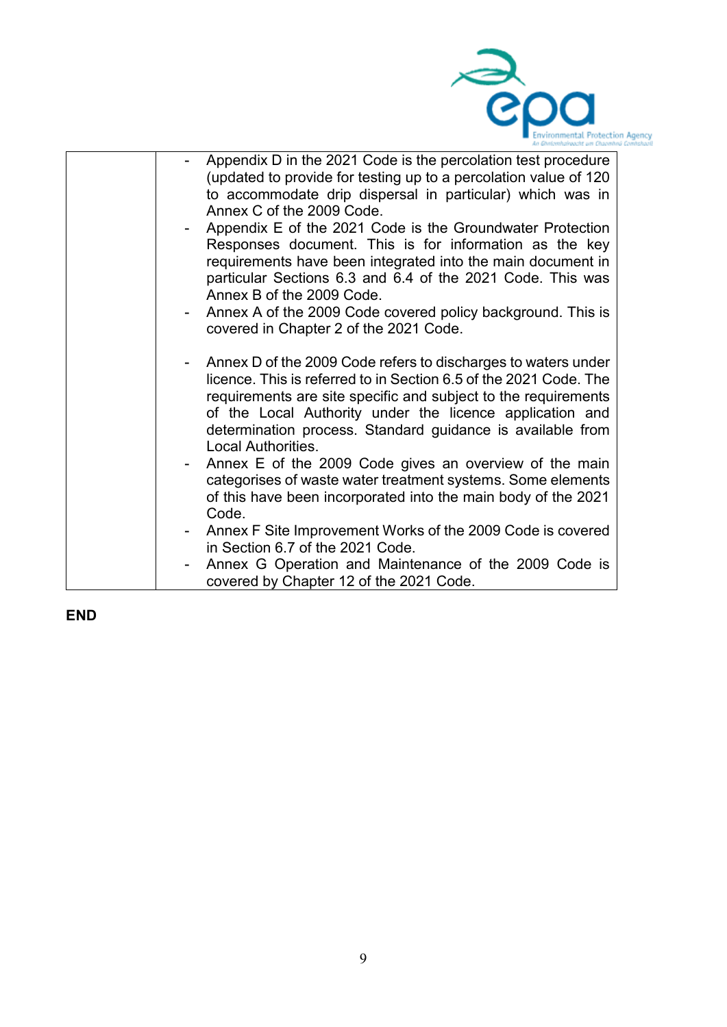| | |
|---|---|
| | - Appendix D in the 2021 Code is the percolation test procedure (updated to provide for testing up to a percolation value of 120 to accommodate drip dispersal in particular) which was in Annex C of the 2009 Code.<br>- Appendix E of the 2021 Code is the Groundwater Protection Responses document. This is for information as the key requirements have been integrated into the main document in particular Sections 6.3 and 6.4 of the 2021 Code. This was Annex B of the 2009 Code.<br>- Annex A of the 2009 Code covered policy background. This is covered in Chapter 2 of the 2021 Code.<br><br>- Annex D of the 2009 Code refers to discharges to waters under licence. This is referred to in Section 6.5 of the 2021 Code. The requirements are site specific and subject to the requirements of the Local Authority under the licence application and determination process. Standard guidance is available from Local Authorities.<br>- Annex E of the 2009 Code gives an overview of the main categorises of waste water treatment systems. Some elements of this have been incorporated into the main body of the 2021 Code.<br>- Annex F Site Improvement Works of the 2009 Code is covered in Section 6.7 of the 2021 Code.<br>- Annex G Operation and Maintenance of the 2009 Code is covered by Chapter 12 of the 2021 Code. |

**END**